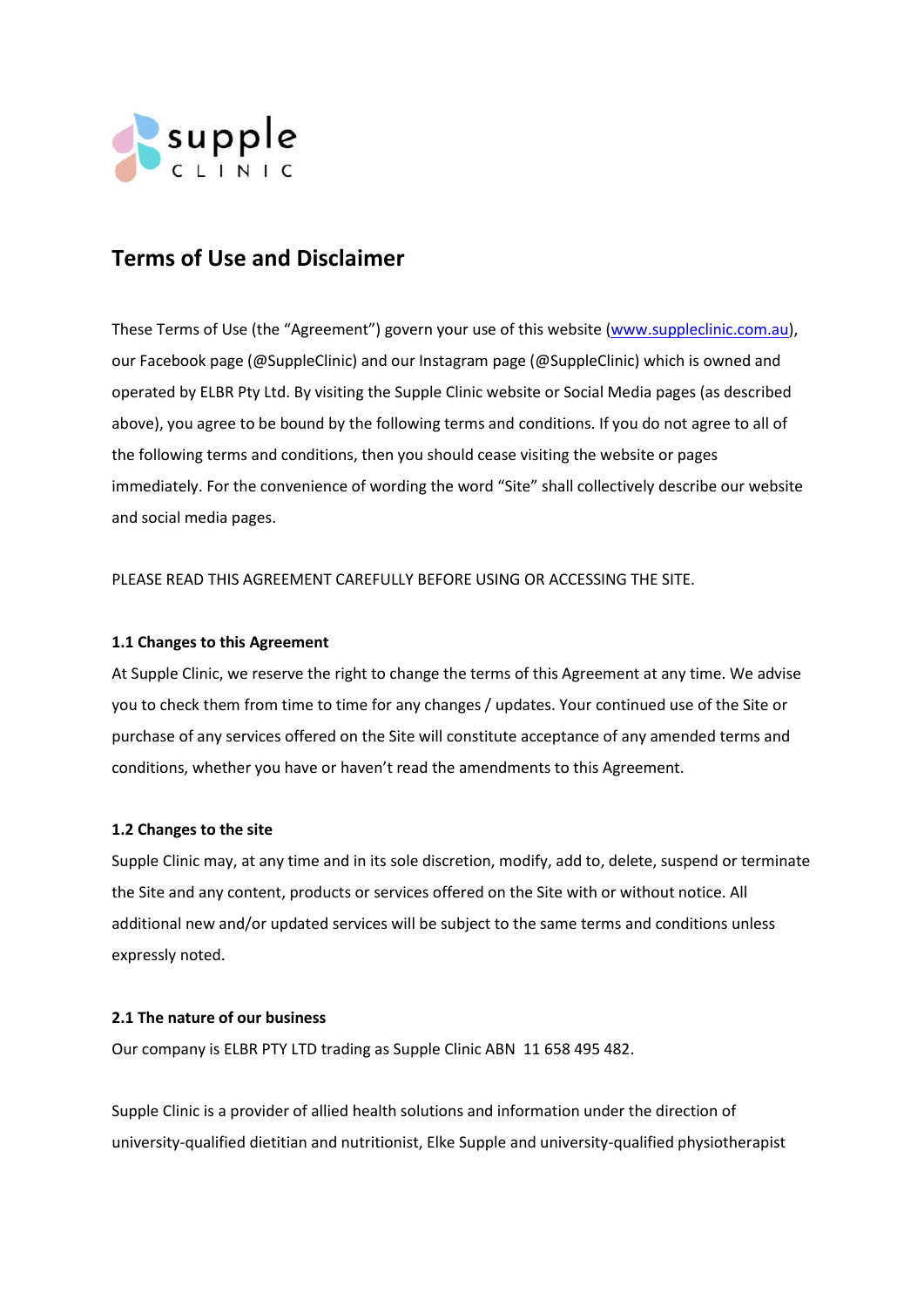supple CLINIC

# Terms of Use and Disclaimer

These Terms of Use (the "Agreement") govern your use of this website (www.suppleclinic.com.au), our Facebook page (@SuppleClinic) and our Instagram page (@SuppleClinic) which is owned and operated by ELBR Pty Ltd. By visiting the Supple Clinic website or Social Media pages (as described above), you agree to be bound by the following terms and conditions. If you do not agree to all of the following terms and conditions, then you should cease visiting the website or pages immediately. For the convenience of wording the word "Site" shall collectively describe our website and social media pages.

PLEASE READ THIS AGREEMENT CAREFULLY BEFORE USING OR ACCESSING THE SITE.

**1.1 Changes to this Agreement**

At Supple Clinic, we reserve the right to change the terms of this Agreement at any time. We advise you to check them from time to time for any changes / updates. Your continued use of the Site or purchase of any services offered on the Site will constitute acceptance of any amended terms and conditions, whether you have or haven't read the amendments to this Agreement.

**1.2 Changes to the site**

Supple Clinic may, at any time and in its sole discretion, modify, add to, delete, suspend or terminate the Site and any content, products or services offered on the Site with or without notice. All additional new and/or updated services will be subject to the same terms and conditions unless expressly noted.

**2.1 The nature of our business**

Our company is ELBR PTY LTD trading as Supple Clinic ABN 11 658 495 482.

Supple Clinic is a provider of allied health solutions and information under the direction of university-qualified dietitian and nutritionist, Elke Supple and university-qualified physiotherapist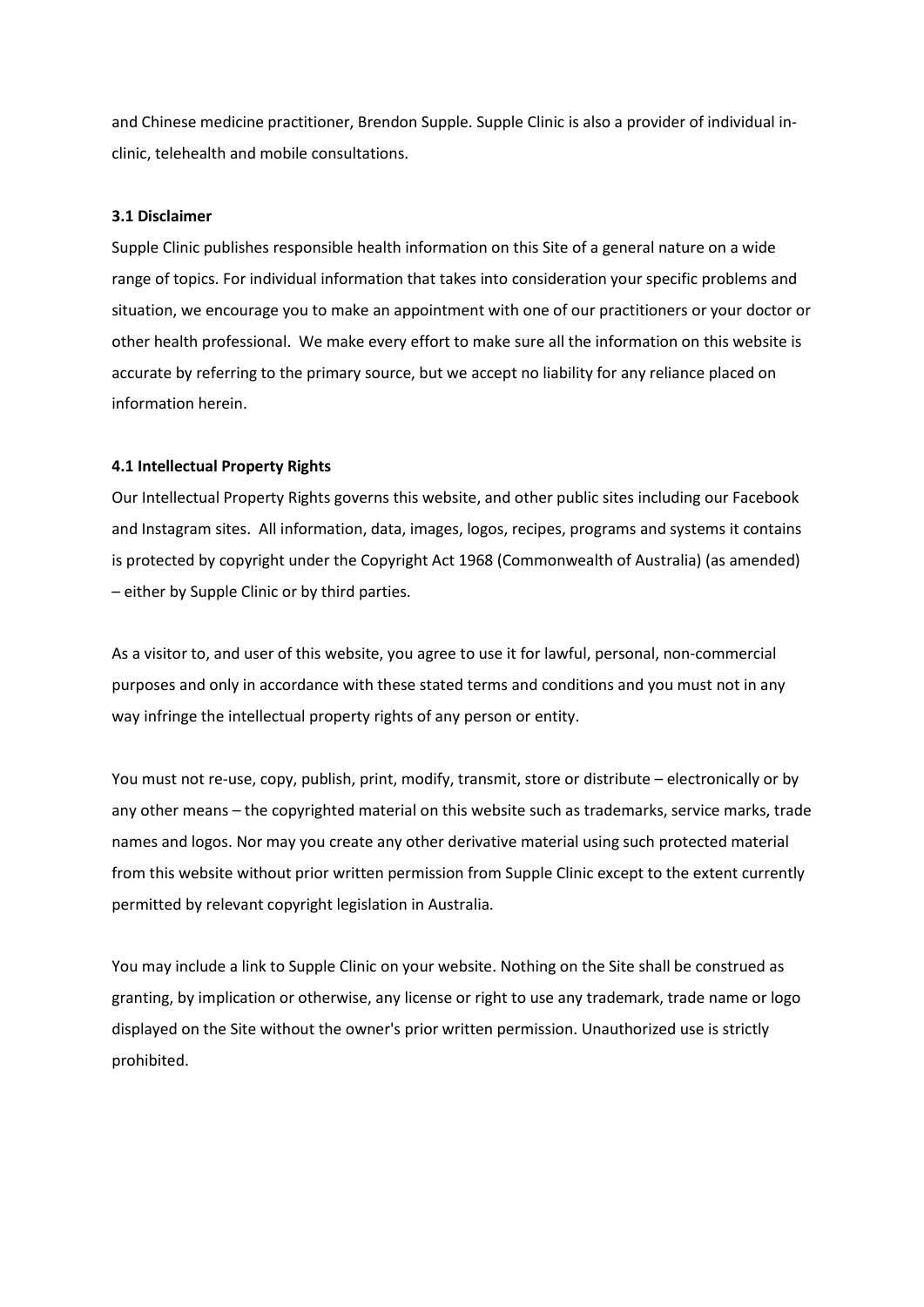and Chinese medicine practitioner, Brendon Supple. Supple Clinic is also a provider of individual in-clinic, telehealth and mobile consultations.

**3.1 Disclaimer**

Supple Clinic publishes responsible health information on this Site of a general nature on a wide range of topics. For individual information that takes into consideration your specific problems and situation, we encourage you to make an appointment with one of our practitioners or your doctor or other health professional. We make every effort to make sure all the information on this website is accurate by referring to the primary source, but we accept no liability for any reliance placed on information herein.

**4.1 Intellectual Property Rights**

Our Intellectual Property Rights governs this website, and other public sites including our Facebook and Instagram sites. All information, data, images, logos, recipes, programs and systems it contains is protected by copyright under the Copyright Act 1968 (Commonwealth of Australia) (as amended) – either by Supple Clinic or by third parties.

As a visitor to, and user of this website, you agree to use it for lawful, personal, non-commercial purposes and only in accordance with these stated terms and conditions and you must not in any way infringe the intellectual property rights of any person or entity.

You must not re-use, copy, publish, print, modify, transmit, store or distribute – electronically or by any other means – the copyrighted material on this website such as trademarks, service marks, trade names and logos. Nor may you create any other derivative material using such protected material from this website without prior written permission from Supple Clinic except to the extent currently permitted by relevant copyright legislation in Australia.

You may include a link to Supple Clinic on your website. Nothing on the Site shall be construed as granting, by implication or otherwise, any license or right to use any trademark, trade name or logo displayed on the Site without the owner's prior written permission. Unauthorized use is strictly prohibited.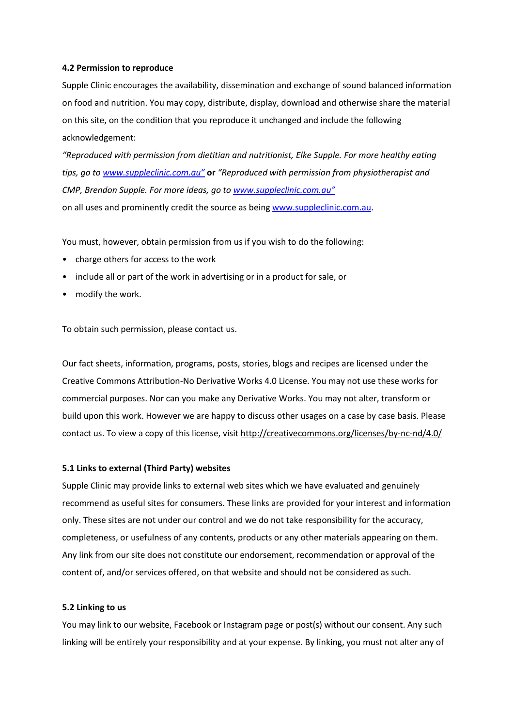#### 4.2 Permission to reproduce

Supple Clinic encourages the availability, dissemination and exchange of sound balanced information on food and nutrition. You may copy, distribute, display, download and otherwise share the material on this site, on the condition that you reproduce it unchanged and include the following acknowledgement:

*"Reproduced with permission from dietitian and nutritionist, Elke Supple. For more healthy eating tips, go to [www.suppleclinic.com.au"](www.suppleclinic.com.au)* **or** *"Reproduced with permission from physiotherapist and CMP, Brendon Supple. For more ideas, go to [www.suppleclinic.com.au"](www.suppleclinic.com.au)*
on all uses and prominently credit the source as being [www.suppleclinic.com.au](www.suppleclinic.com.au).

You must, however, obtain permission from us if you wish to do the following:

- charge others for access to the work
- include all or part of the work in advertising or in a product for sale, or
- modify the work.

To obtain such permission, please contact us.

Our fact sheets, information, programs, posts, stories, blogs and recipes are licensed under the Creative Commons Attribution-No Derivative Works 4.0 License. You may not use these works for commercial purposes. Nor can you make any Derivative Works. You may not alter, transform or build upon this work. However we are happy to discuss other usages on a case by case basis. Please contact us. To view a copy of this license, visit http://creativecommons.org/licenses/by-nc-nd/4.0/

#### 5.1 Links to external (Third Party) websites

Supple Clinic may provide links to external web sites which we have evaluated and genuinely recommend as useful sites for consumers. These links are provided for your interest and information only. These sites are not under our control and we do not take responsibility for the accuracy, completeness, or usefulness of any contents, products or any other materials appearing on them. Any link from our site does not constitute our endorsement, recommendation or approval of the content of, and/or services offered, on that website and should not be considered as such.

#### 5.2 Linking to us

You may link to our website, Facebook or Instagram page or post(s) without our consent. Any such linking will be entirely your responsibility and at your expense. By linking, you must not alter any of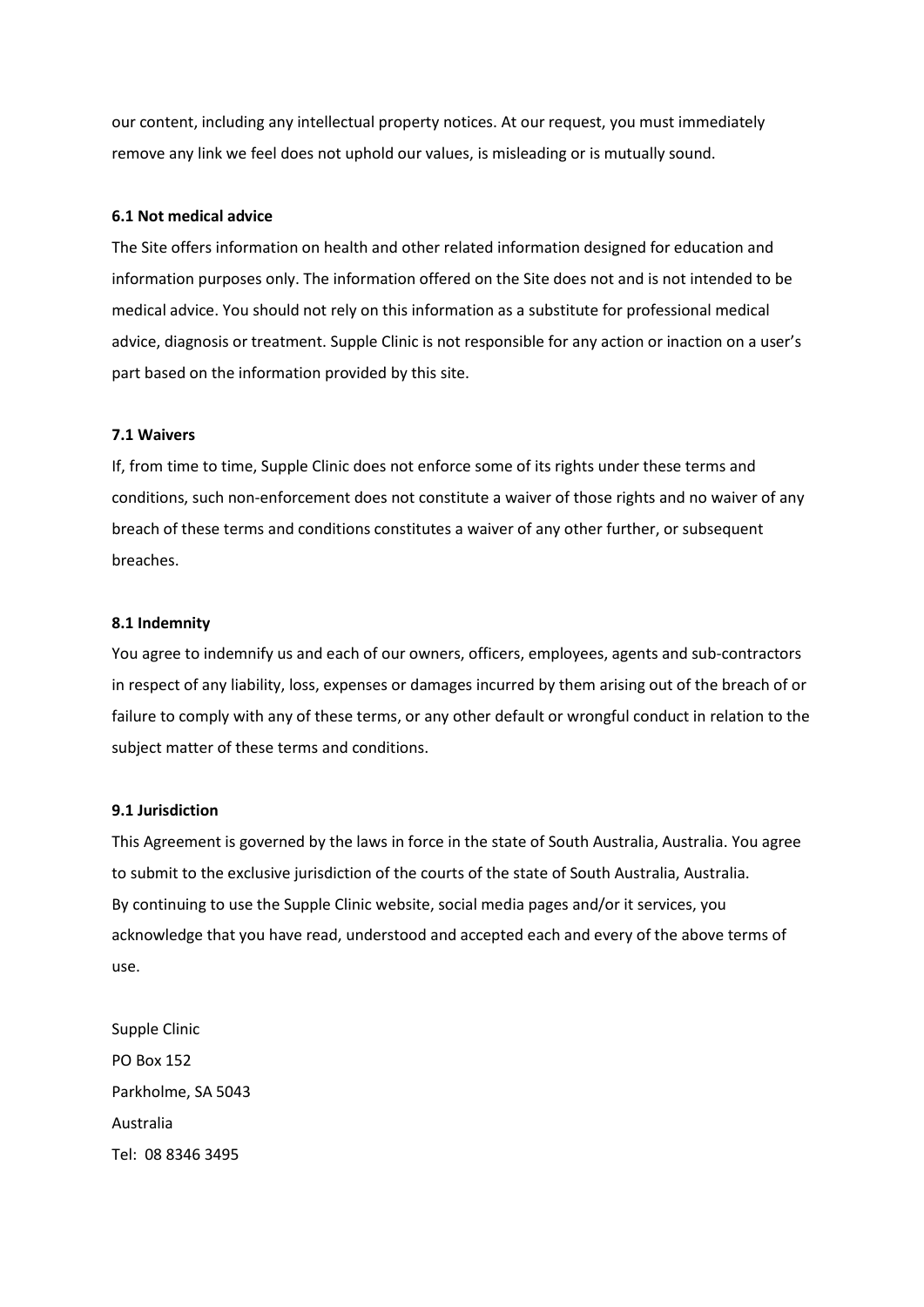our content, including any intellectual property notices. At our request, you must immediately remove any link we feel does not uphold our values, is misleading or is mutually sound.

**6.1 Not medical advice**

The Site offers information on health and other related information designed for education and information purposes only. The information offered on the Site does not and is not intended to be medical advice. You should not rely on this information as a substitute for professional medical advice, diagnosis or treatment. Supple Clinic is not responsible for any action or inaction on a user's part based on the information provided by this site.

**7.1 Waivers**

If, from time to time, Supple Clinic does not enforce some of its rights under these terms and conditions, such non-enforcement does not constitute a waiver of those rights and no waiver of any breach of these terms and conditions constitutes a waiver of any other further, or subsequent breaches.

**8.1 Indemnity**

You agree to indemnify us and each of our owners, officers, employees, agents and sub-contractors in respect of any liability, loss, expenses or damages incurred by them arising out of the breach of or failure to comply with any of these terms, or any other default or wrongful conduct in relation to the subject matter of these terms and conditions.

**9.1 Jurisdiction**

This Agreement is governed by the laws in force in the state of South Australia, Australia. You agree to submit to the exclusive jurisdiction of the courts of the state of South Australia, Australia.
By continuing to use the Supple Clinic website, social media pages and/or it services, you acknowledge that you have read, understood and accepted each and every of the above terms of use.

Supple Clinic
PO Box 152
Parkholme, SA 5043
Australia
Tel: 08 8346 3495